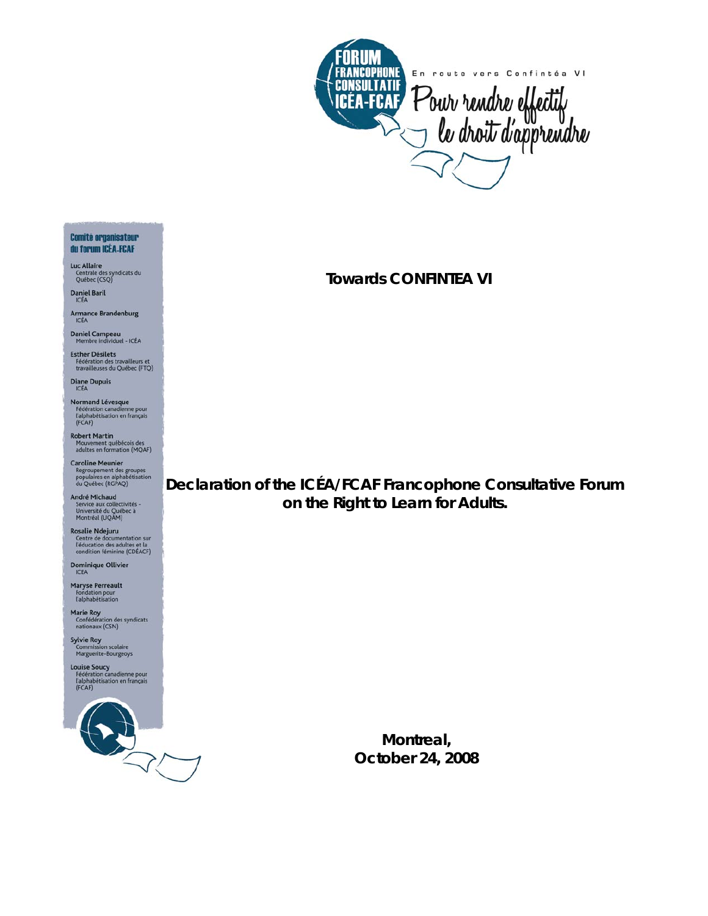FORUM FRANCOPHONE CONSULTATIF ICÉA-FCAF

En route vers Confintéa VI

Pour rendre effectif le droit d'apprendre

**Comité organisateur du forum ICÉA-FCAF**

**Luc Allaire**
Centrale des syndicats du Québec (CSQ)

**Daniel Baril**
ICÉA

**Armance Brandenburg**
ICÉA

**Daniel Campeau**
Membre individuel - ICÉA

**Esther Désilets**
Fédération des travailleurs et travailleuses du Québec (FTQ)

**Diane Dupuis**
ICÉA

**Normand Lévesque**
Fédération canadienne pour l'alphabétisation en français (FCAF)

**Robert Martin**
Mouvement québécois des adultes en formation (MQAF)

**Caroline Meunier**
Regroupement des groupes populaires en alphabétisation du Québec (RGPAQ)

**André Michaud**
Service aux collectivités - Université du Québec à Montréal (UQAM)

**Rosalie Ndejuru**
Centre de documentation sur l'éducation des adultes et la condition féminine (CDÉACF)

**Dominique Ollivier**
ICEA

**Maryse Perreault**
Fondation pour l'alphabétisation

**Marie Roy**
Confédération des syndicats nationaux (CSN)

**Sylvie Roy**
Commission scolaire Marguerite-Bourgeoys

**Louise Soucy**
Fédération canadienne pour l'alphabétisation en français (FCAF)

## Towards CONFINTEA VI

# Declaration of the ICÉA/FCAF Francophone Consultative Forum on the Right to Learn for Adults.

**Montreal, October 24, 2008**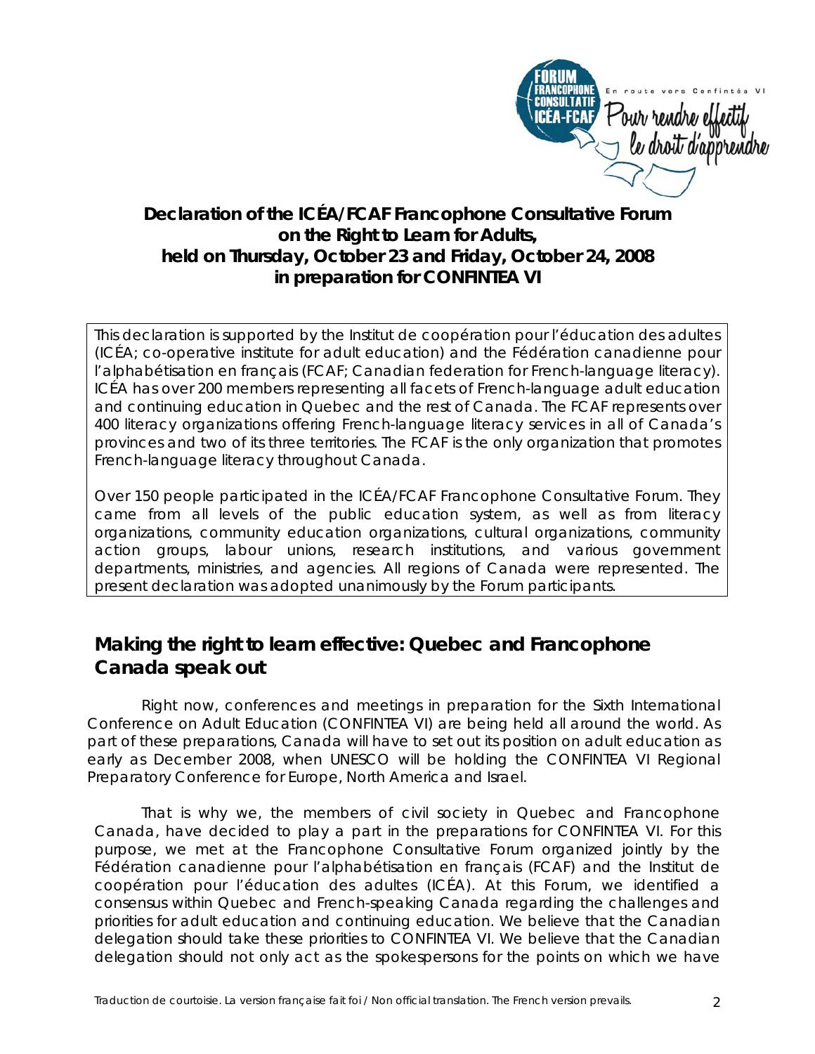**Declaration of the ICÉA/FCAF Francophone Consultative Forum on the Right to Learn for Adults, held on Thursday, October 23 and Friday, October 24, 2008 in preparation for CONFINTEA VI**

*This declaration is supported by the Institut de coopération pour l'éducation des adultes (ICÉA; co-operative institute for adult education) and the Fédération canadienne pour l'alphabétisation en français (FCAF; Canadian federation for French-language literacy). ICÉA has over 200 members representing all facets of French-language adult education and continuing education in Quebec and the rest of Canada. The FCAF represents over 400 literacy organizations offering French-language literacy services in all of Canada's provinces and two of its three territories. The FCAF is the only organization that promotes French-language literacy throughout Canada.*

*Over 150 people participated in the ICÉA/FCAF Francophone Consultative Forum. They came from all levels of the public education system, as well as from literacy organizations, community education organizations, cultural organizations, community action groups, labour unions, research institutions, and various government departments, ministries, and agencies. All regions of Canada were represented. The present declaration was adopted unanimously by the Forum participants.*

## Making the right to learn effective: Quebec and Francophone Canada speak out

Right now, conferences and meetings in preparation for the Sixth International Conference on Adult Education (CONFINTEA VI) are being held all around the world. As part of these preparations, Canada will have to set out its position on adult education as early as December 2008, when UNESCO will be holding the CONFINTEA VI Regional Preparatory Conference for Europe, North America and Israel.

That is why we, the members of civil society in Quebec and Francophone Canada, have decided to play a part in the preparations for CONFINTEA VI. For this purpose, we met at the Francophone Consultative Forum organized jointly by the Fédération canadienne pour l'alphabétisation en français (FCAF) and the Institut de coopération pour l'éducation des adultes (ICÉA). At this Forum, we identified a consensus within Quebec and French-speaking Canada regarding the challenges and priorities for adult education and continuing education. We believe that the Canadian delegation should take these priorities to CONFINTEA VI. We believe that the Canadian delegation should not only act as the spokespersons for the points on which we have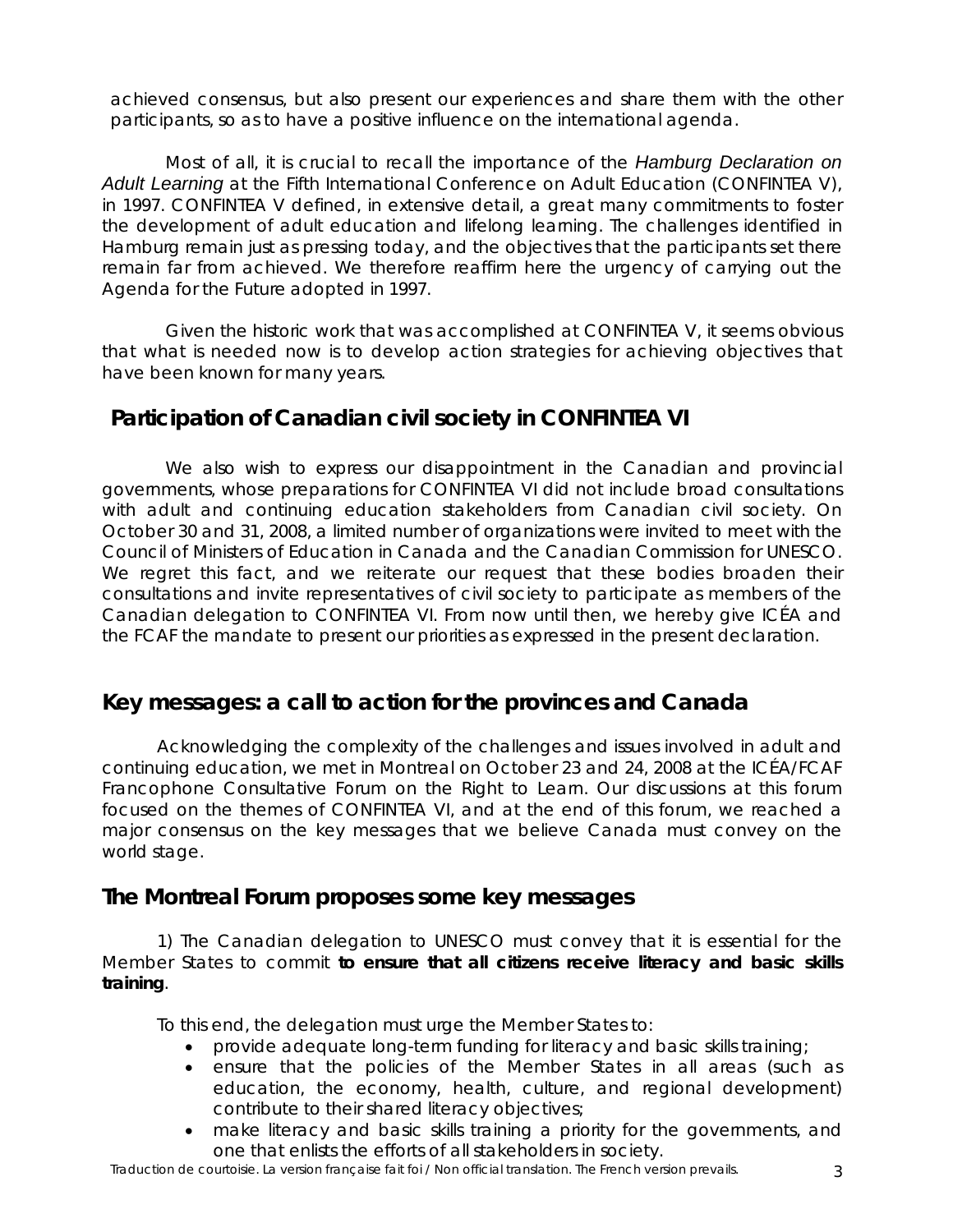achieved consensus, but also present our experiences and share them with the other participants, so as to have a positive influence on the international agenda.

Most of all, it is crucial to recall the importance of the *Hamburg Declaration on Adult Learning* at the Fifth International Conference on Adult Education (CONFINTEA V), in 1997. CONFINTEA V defined, in extensive detail, a great many commitments to foster the development of adult education and lifelong learning. The challenges identified in Hamburg remain just as pressing today, and the objectives that the participants set there remain far from achieved. We therefore reaffirm here the urgency of carrying out the Agenda for the Future adopted in 1997.

Given the historic work that was accomplished at CONFINTEA V, it seems obvious that what is needed now is to develop action strategies for achieving objectives that have been known for many years.

## Participation of Canadian civil society in CONFINTEA VI

We also wish to express our disappointment in the Canadian and provincial governments, whose preparations for CONFINTEA VI did not include broad consultations with adult and continuing education stakeholders from Canadian civil society. On October 30 and 31, 2008, a limited number of organizations were invited to meet with the Council of Ministers of Education in Canada and the Canadian Commission for UNESCO. We regret this fact, and we reiterate our request that these bodies broaden their consultations and invite representatives of civil society to participate as members of the Canadian delegation to CONFINTEA VI. From now until then, we hereby give ICÉA and the FCAF the mandate to present our priorities as expressed in the present declaration.

## Key messages: a call to action for the provinces and Canada

Acknowledging the complexity of the challenges and issues involved in adult and continuing education, we met in Montreal on October 23 and 24, 2008 at the ICÉA/FCAF Francophone Consultative Forum on the Right to Learn. Our discussions at this forum focused on the themes of CONFINTEA VI, and at the end of this forum, we reached a major consensus on the key messages that we believe Canada must convey on the world stage.

## The Montreal Forum proposes some key messages

1) The Canadian delegation to UNESCO must convey that it is essential for the Member States to commit **to ensure that all citizens receive literacy and basic skills training**.

To this end, the delegation must urge the Member States to:

- provide adequate long-term funding for literacy and basic skills training;
- ensure that the policies of the Member States in all areas (such as education, the economy, health, culture, and regional development) contribute to their shared literacy objectives;
- make literacy and basic skills training a priority for the governments, and one that enlists the efforts of all stakeholders in society.

Traduction de courtoisie. La version française fait foi / Non official translation. The French version prevails.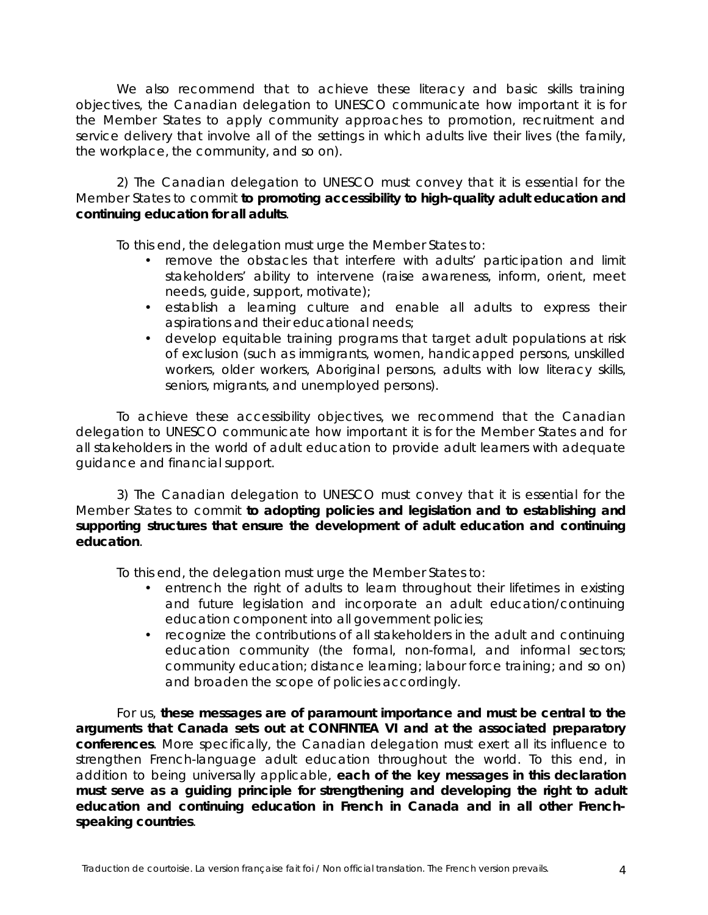We also recommend that to achieve these literacy and basic skills training objectives, the Canadian delegation to UNESCO communicate how important it is for the Member States to apply community approaches to promotion, recruitment and service delivery that involve all of the settings in which adults live their lives (the family, the workplace, the community, and so on).

2) The Canadian delegation to UNESCO must convey that it is essential for the Member States to commit **to promoting accessibility to high-quality adult education and continuing education for all adults**.

To this end, the delegation must urge the Member States to:

- remove the obstacles that interfere with adults' participation and limit stakeholders' ability to intervene (raise awareness, inform, orient, meet needs, guide, support, motivate);
- establish a learning culture and enable all adults to express their aspirations and their educational needs;
- develop equitable training programs that target adult populations at risk of exclusion (such as immigrants, women, handicapped persons, unskilled workers, older workers, Aboriginal persons, adults with low literacy skills, seniors, migrants, and unemployed persons).

To achieve these accessibility objectives, we recommend that the Canadian delegation to UNESCO communicate how important it is for the Member States and for all stakeholders in the world of adult education to provide adult learners with adequate guidance and financial support.

3) The Canadian delegation to UNESCO must convey that it is essential for the Member States to commit **to adopting policies and legislation and to establishing and supporting structures that ensure the development of adult education and continuing education**.

To this end, the delegation must urge the Member States to:

- entrench the right of adults to learn throughout their lifetimes in existing and future legislation and incorporate an adult education/continuing education component into all government policies;
- recognize the contributions of all stakeholders in the adult and continuing education community (the formal, non-formal, and informal sectors; community education; distance learning; labour force training; and so on) and broaden the scope of policies accordingly.

For us, **these messages are of paramount importance and must be central to the arguments that Canada sets out at CONFINTEA VI and at the associated preparatory conferences**. More specifically, the Canadian delegation must exert all its influence to strengthen French-language adult education throughout the world. To this end, in addition to being universally applicable, **each of the key messages in this declaration must serve as a guiding principle for strengthening and developing the right to adult education and continuing education in French in Canada and in all other French-speaking countries**.

Traduction de courtoisie. La version française fait foi / Non official translation. The French version prevails.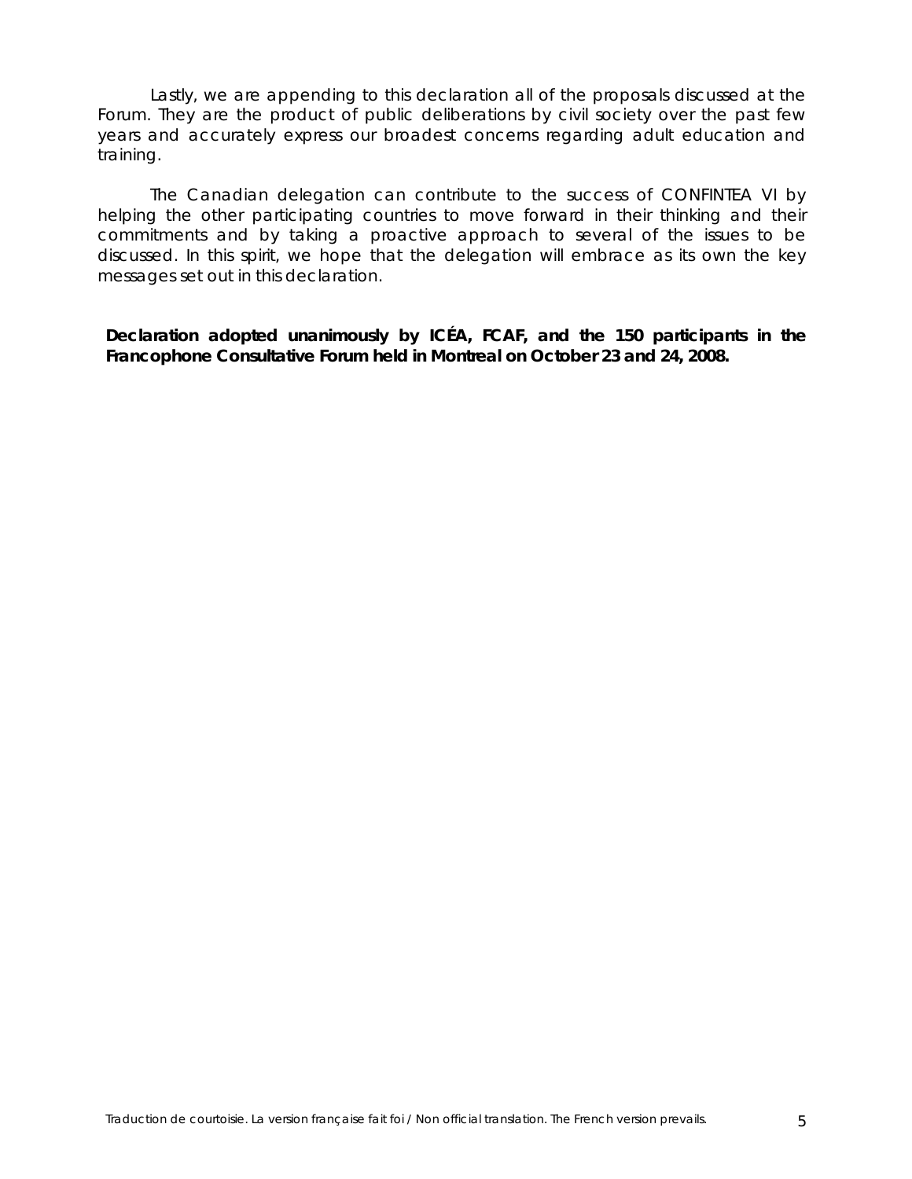Lastly, we are appending to this declaration all of the proposals discussed at the Forum. They are the product of public deliberations by civil society over the past few years and accurately express our broadest concerns regarding adult education and training.

The Canadian delegation can contribute to the success of CONFINTEA VI by helping the other participating countries to move forward in their thinking and their commitments and by taking a proactive approach to several of the issues to be discussed. In this spirit, we hope that the delegation will embrace as its own the key messages set out in this declaration.

**Declaration adopted unanimously by ICÉA, FCAF, and the 150 participants in the Francophone Consultative Forum held in Montreal on October 23 and 24, 2008.**

*Traduction de courtoisie. La version française fait foi / Non official translation. The French version prevails.*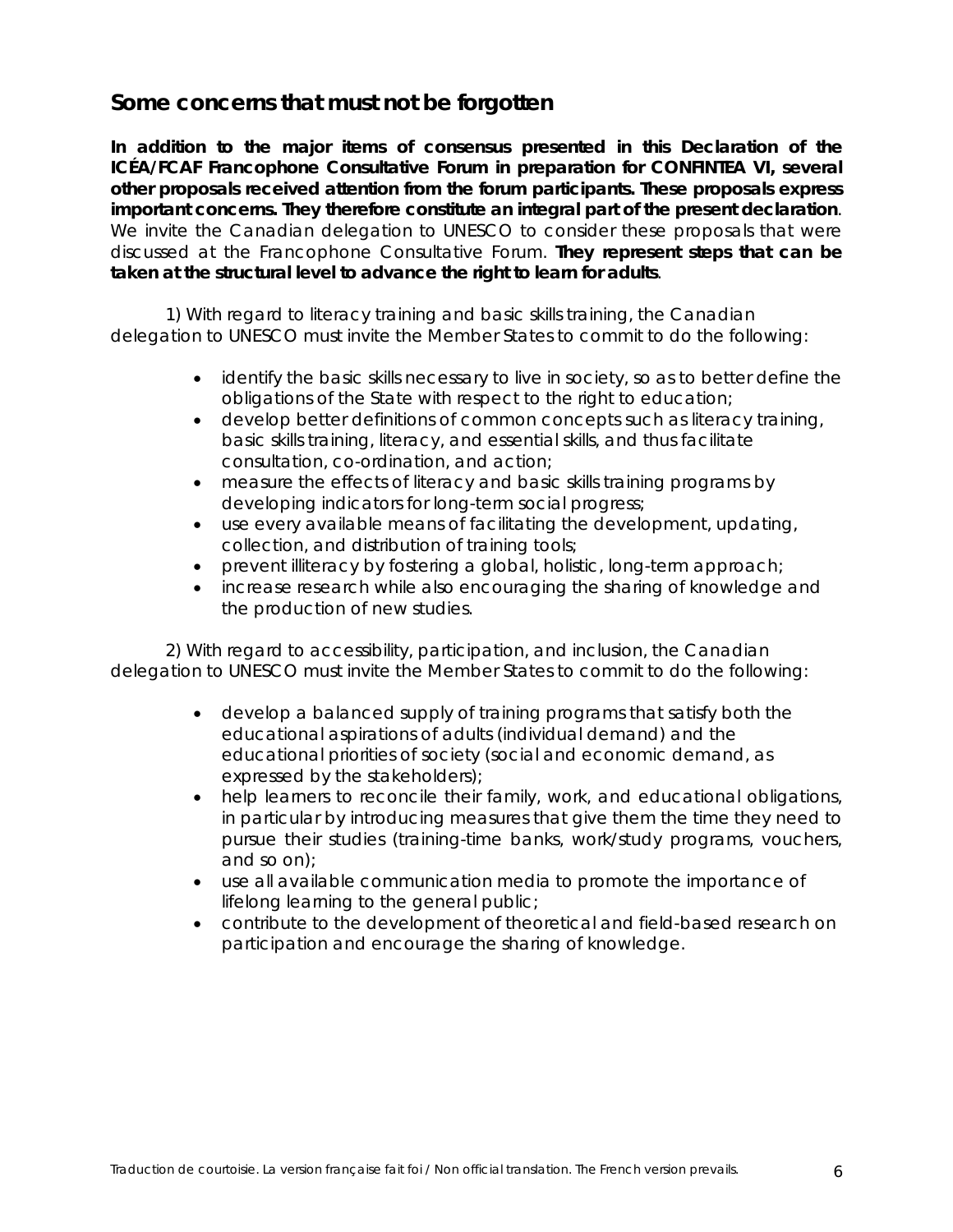## Some concerns that must not be forgotten

**In addition to the major items of consensus presented in this Declaration of the ICÉA/FCAF Francophone Consultative Forum in preparation for CONFINTEA VI, several other proposals received attention from the forum participants. These proposals express important concerns. They therefore constitute an integral part of the present declaration**. We invite the Canadian delegation to UNESCO to consider these proposals that were discussed at the Francophone Consultative Forum. **They represent steps that can be taken at the structural level to advance the right to learn for adults**.

1) With regard to literacy training and basic skills training, the Canadian delegation to UNESCO must invite the Member States to commit to do the following:

- identify the basic skills necessary to live in society, so as to better define the obligations of the State with respect to the right to education;
- develop better definitions of common concepts such as literacy training, basic skills training, literacy, and essential skills, and thus facilitate consultation, co-ordination, and action;
- measure the effects of literacy and basic skills training programs by developing indicators for long-term social progress;
- use every available means of facilitating the development, updating, collection, and distribution of training tools;
- prevent illiteracy by fostering a global, holistic, long-term approach;
- increase research while also encouraging the sharing of knowledge and the production of new studies.

2) With regard to accessibility, participation, and inclusion, the Canadian delegation to UNESCO must invite the Member States to commit to do the following:

- develop a balanced supply of training programs that satisfy both the educational aspirations of adults (individual demand) and the educational priorities of society (social and economic demand, as expressed by the stakeholders);
- help learners to reconcile their family, work, and educational obligations, in particular by introducing measures that give them the time they need to pursue their studies (training-time banks, work/study programs, vouchers, and so on);
- use all available communication media to promote the importance of lifelong learning to the general public;
- contribute to the development of theoretical and field-based research on participation and encourage the sharing of knowledge.

*Traduction de courtoisie. La version française fait foi / Non official translation. The French version prevails.*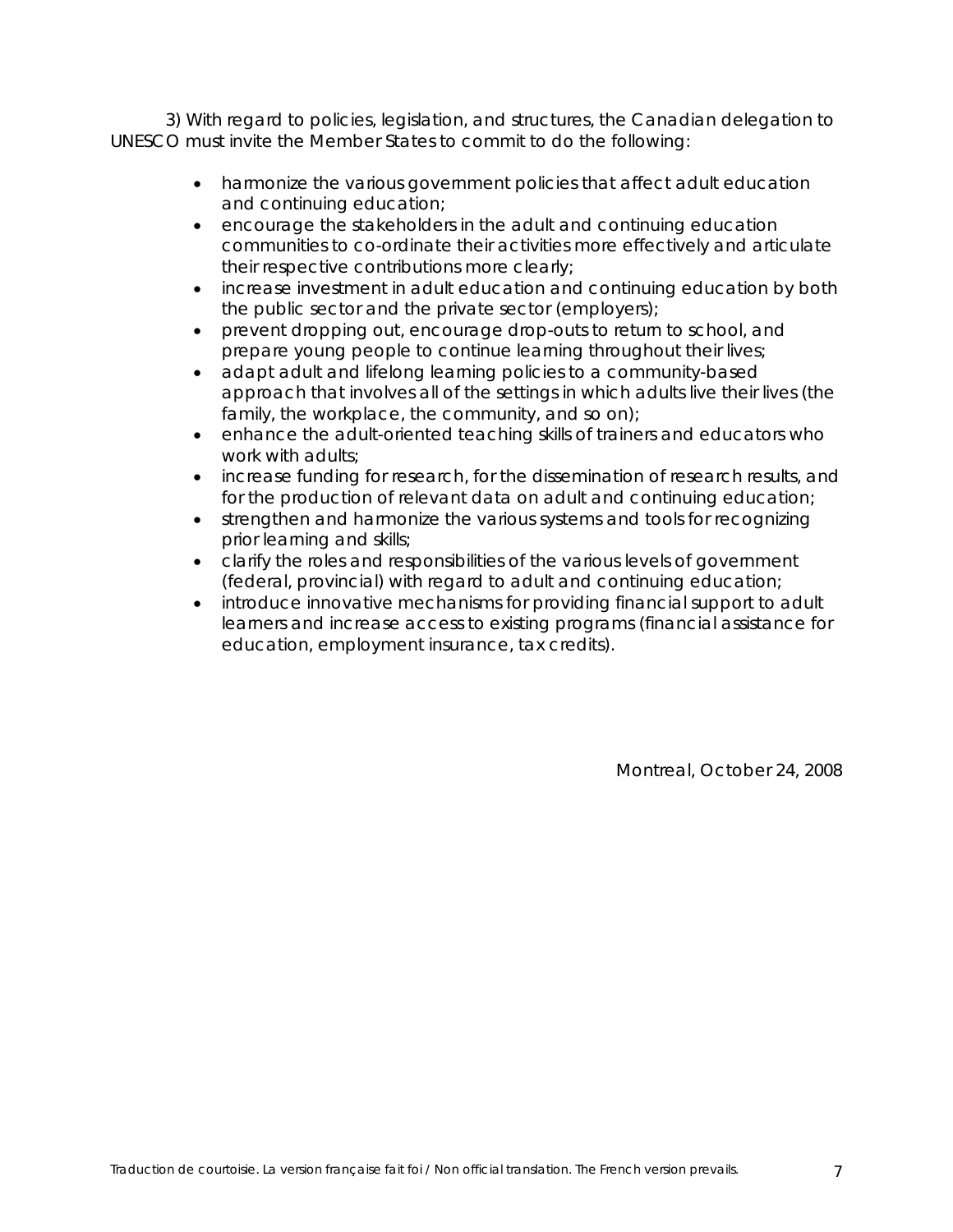3) With regard to policies, legislation, and structures, the Canadian delegation to UNESCO must invite the Member States to commit to do the following:

- harmonize the various government policies that affect adult education and continuing education;
- encourage the stakeholders in the adult and continuing education communities to co-ordinate their activities more effectively and articulate their respective contributions more clearly;
- increase investment in adult education and continuing education by both the public sector and the private sector (employers);
- prevent dropping out, encourage drop-outs to return to school, and prepare young people to continue learning throughout their lives;
- adapt adult and lifelong learning policies to a community-based approach that involves all of the settings in which adults live their lives (the family, the workplace, the community, and so on);
- enhance the adult-oriented teaching skills of trainers and educators who work with adults;
- increase funding for research, for the dissemination of research results, and for the production of relevant data on adult and continuing education;
- strengthen and harmonize the various systems and tools for recognizing prior learning and skills;
- clarify the roles and responsibilities of the various levels of government (federal, provincial) with regard to adult and continuing education;
- introduce innovative mechanisms for providing financial support to adult learners and increase access to existing programs (financial assistance for education, employment insurance, tax credits).

Montreal, October 24, 2008

*Traduction de courtoisie. La version française fait foi / Non official translation. The French version prevails.*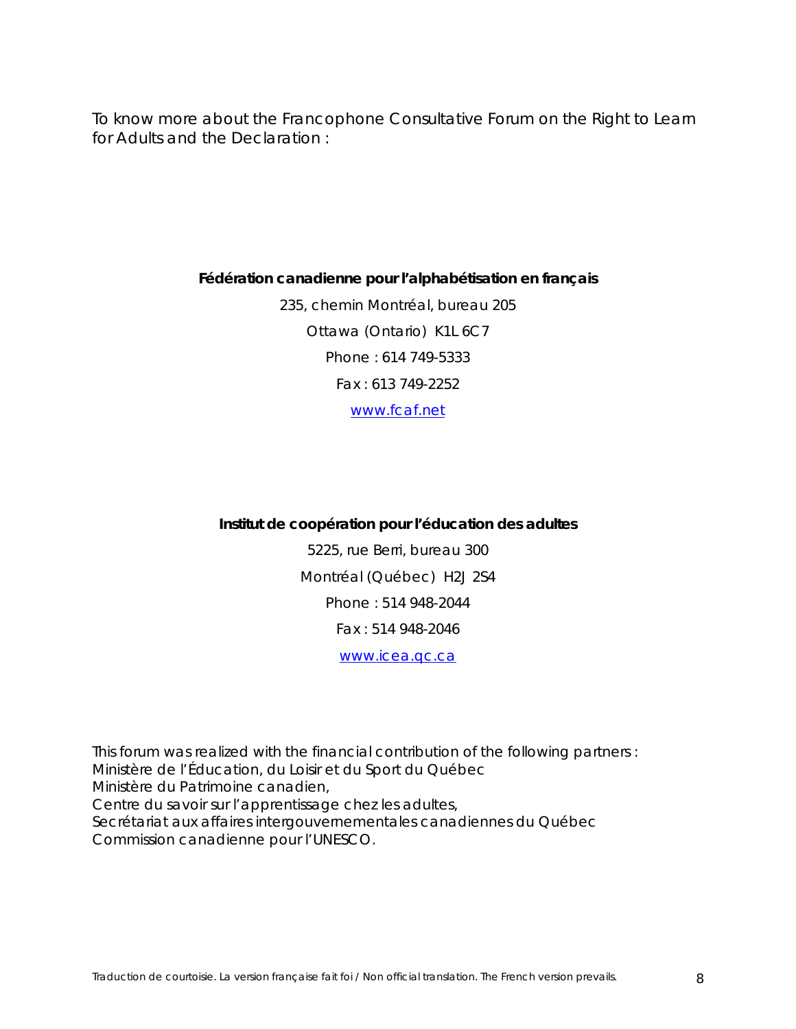To know more about the Francophone Consultative Forum on the Right to Learn for Adults and the Declaration :

**Fédération canadienne pour l'alphabétisation en français**

235, chemin Montréal, bureau 205

Ottawa (Ontario) K1L 6C7

Phone : 614 749-5333

Fax : 613 749-2252

www.fcaf.net

**Institut de coopération pour l'éducation des adultes**

5225, rue Berri, bureau 300

Montréal (Québec) H2J 2S4

Phone : 514 948-2044

Fax : 514 948-2046

www.icea.qc.ca

This forum was realized with the financial contribution of the following partners :
Ministère de l'Éducation, du Loisir et du Sport du Québec
Ministère du Patrimoine canadien,
Centre du savoir sur l'apprentissage chez les adultes,
Secrétariat aux affaires intergouvernementales canadiennes du Québec
Commission canadienne pour l'UNESCO.

*Traduction de courtoisie. La version française fait foi / Non official translation. The French version prevails.*